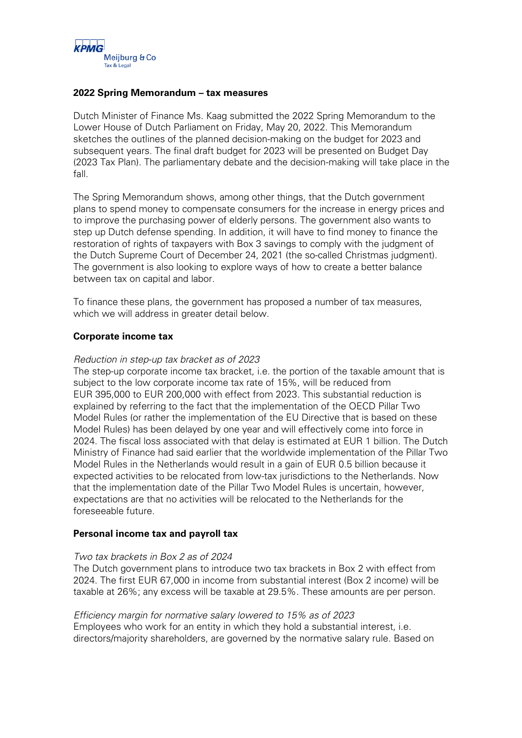KPMG Meijburg & Co Tax & Legal

## 2022 Spring Memorandum – tax measures

Dutch Minister of Finance Ms. Kaag submitted the 2022 Spring Memorandum to the Lower House of Dutch Parliament on Friday, May 20, 2022. This Memorandum sketches the outlines of the planned decision-making on the budget for 2023 and subsequent years. The final draft budget for 2023 will be presented on Budget Day (2023 Tax Plan). The parliamentary debate and the decision-making will take place in the fall.

The Spring Memorandum shows, among other things, that the Dutch government plans to spend money to compensate consumers for the increase in energy prices and to improve the purchasing power of elderly persons. The government also wants to step up Dutch defense spending. In addition, it will have to find money to finance the restoration of rights of taxpayers with Box 3 savings to comply with the judgment of the Dutch Supreme Court of December 24, 2021 (the so-called Christmas judgment). The government is also looking to explore ways of how to create a better balance between tax on capital and labor.

To finance these plans, the government has proposed a number of tax measures, which we will address in greater detail below.

### Corporate income tax

*Reduction in step-up tax bracket as of 2023*

The step-up corporate income tax bracket, i.e. the portion of the taxable amount that is subject to the low corporate income tax rate of 15%, will be reduced from EUR 395,000 to EUR 200,000 with effect from 2023. This substantial reduction is explained by referring to the fact that the implementation of the OECD Pillar Two Model Rules (or rather the implementation of the EU Directive that is based on these Model Rules) has been delayed by one year and will effectively come into force in 2024. The fiscal loss associated with that delay is estimated at EUR 1 billion. The Dutch Ministry of Finance had said earlier that the worldwide implementation of the Pillar Two Model Rules in the Netherlands would result in a gain of EUR 0.5 billion because it expected activities to be relocated from low-tax jurisdictions to the Netherlands. Now that the implementation date of the Pillar Two Model Rules is uncertain, however, expectations are that no activities will be relocated to the Netherlands for the foreseeable future.

### Personal income tax and payroll tax

*Two tax brackets in Box 2 as of 2024*

The Dutch government plans to introduce two tax brackets in Box 2 with effect from 2024. The first EUR 67,000 in income from substantial interest (Box 2 income) will be taxable at 26%; any excess will be taxable at 29.5%. These amounts are per person.

*Efficiency margin for normative salary lowered to 15% as of 2023*

Employees who work for an entity in which they hold a substantial interest, i.e. directors/majority shareholders, are governed by the normative salary rule. Based on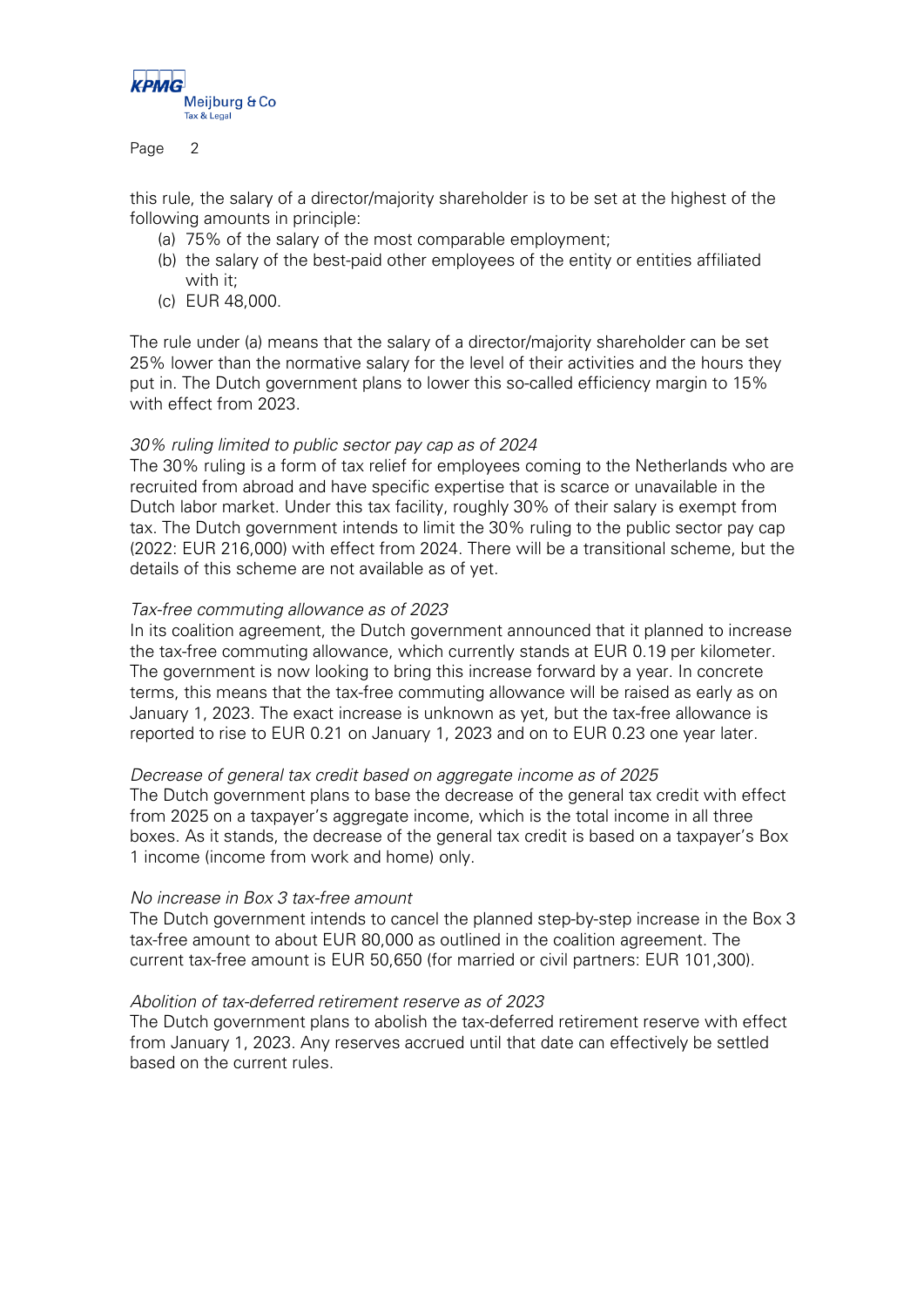this rule, the salary of a director/majority shareholder is to be set at the highest of the following amounts in principle:

(a) 75% of the salary of the most comparable employment;
(b) the salary of the best-paid other employees of the entity or entities affiliated with it;
(c) EUR 48,000.

The rule under (a) means that the salary of a director/majority shareholder can be set 25% lower than the normative salary for the level of their activities and the hours they put in. The Dutch government plans to lower this so-called efficiency margin to 15% with effect from 2023.

*30% ruling limited to public sector pay cap as of 2024*

The 30% ruling is a form of tax relief for employees coming to the Netherlands who are recruited from abroad and have specific expertise that is scarce or unavailable in the Dutch labor market. Under this tax facility, roughly 30% of their salary is exempt from tax. The Dutch government intends to limit the 30% ruling to the public sector pay cap (2022: EUR 216,000) with effect from 2024. There will be a transitional scheme, but the details of this scheme are not available as of yet.

*Tax-free commuting allowance as of 2023*

In its coalition agreement, the Dutch government announced that it planned to increase the tax-free commuting allowance, which currently stands at EUR 0.19 per kilometer. The government is now looking to bring this increase forward by a year. In concrete terms, this means that the tax-free commuting allowance will be raised as early as on January 1, 2023. The exact increase is unknown as yet, but the tax-free allowance is reported to rise to EUR 0.21 on January 1, 2023 and on to EUR 0.23 one year later.

*Decrease of general tax credit based on aggregate income as of 2025*

The Dutch government plans to base the decrease of the general tax credit with effect from 2025 on a taxpayer's aggregate income, which is the total income in all three boxes. As it stands, the decrease of the general tax credit is based on a taxpayer's Box 1 income (income from work and home) only.

*No increase in Box 3 tax-free amount*

The Dutch government intends to cancel the planned step-by-step increase in the Box 3 tax-free amount to about EUR 80,000 as outlined in the coalition agreement. The current tax-free amount is EUR 50,650 (for married or civil partners: EUR 101,300).

*Abolition of tax-deferred retirement reserve as of 2023*

The Dutch government plans to abolish the tax-deferred retirement reserve with effect from January 1, 2023. Any reserves accrued until that date can effectively be settled based on the current rules.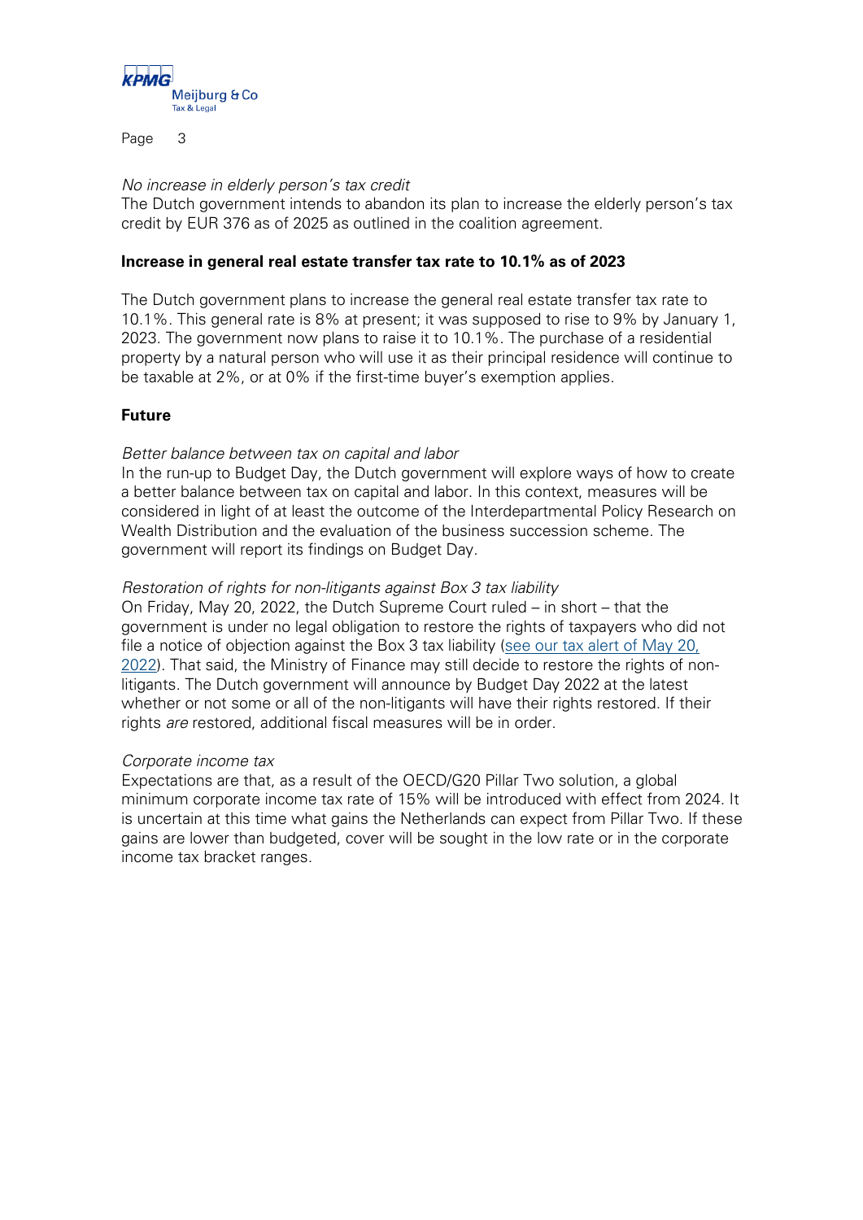*No increase in elderly person's tax credit*
The Dutch government intends to abandon its plan to increase the elderly person's tax credit by EUR 376 as of 2025 as outlined in the coalition agreement.

**Increase in general real estate transfer tax rate to 10.1% as of 2023**

The Dutch government plans to increase the general real estate transfer tax rate to 10.1%. This general rate is 8% at present; it was supposed to rise to 9% by January 1, 2023. The government now plans to raise it to 10.1%. The purchase of a residential property by a natural person who will use it as their principal residence will continue to be taxable at 2%, or at 0% if the first-time buyer's exemption applies.

**Future**

*Better balance between tax on capital and labor*
In the run-up to Budget Day, the Dutch government will explore ways of how to create a better balance between tax on capital and labor. In this context, measures will be considered in light of at least the outcome of the Interdepartmental Policy Research on Wealth Distribution and the evaluation of the business succession scheme. The government will report its findings on Budget Day.

*Restoration of rights for non-litigants against Box 3 tax liability*
On Friday, May 20, 2022, the Dutch Supreme Court ruled – in short – that the government is under no legal obligation to restore the rights of taxpayers who did not file a notice of objection against the Box 3 tax liability (see our tax alert of May 20, 2022). That said, the Ministry of Finance may still decide to restore the rights of non-litigants. The Dutch government will announce by Budget Day 2022 at the latest whether or not some or all of the non-litigants will have their rights restored. If their rights *are* restored, additional fiscal measures will be in order.

*Corporate income tax*
Expectations are that, as a result of the OECD/G20 Pillar Two solution, a global minimum corporate income tax rate of 15% will be introduced with effect from 2024. It is uncertain at this time what gains the Netherlands can expect from Pillar Two. If these gains are lower than budgeted, cover will be sought in the low rate or in the corporate income tax bracket ranges.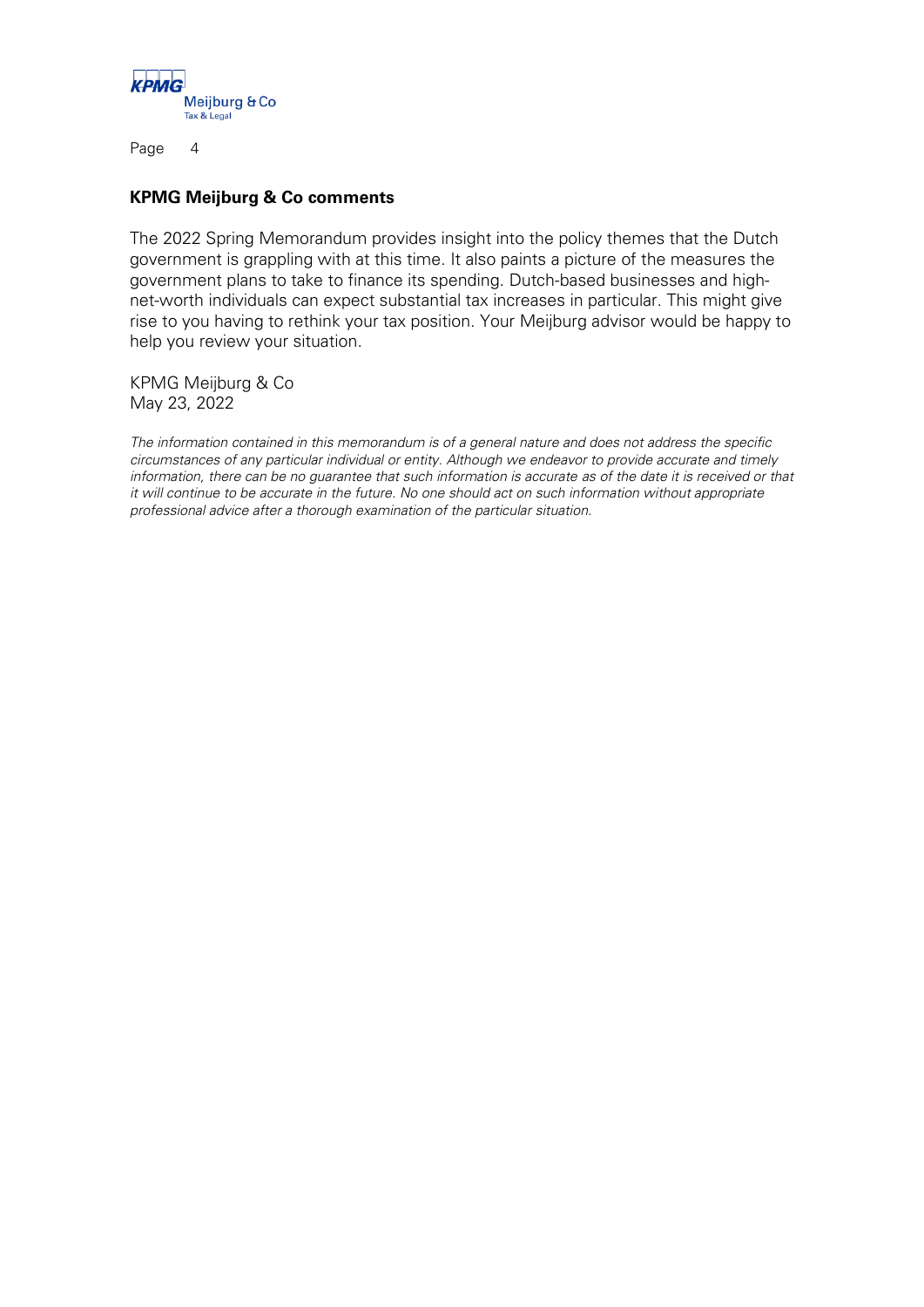**KPMG Meijburg & Co comments**

The 2022 Spring Memorandum provides insight into the policy themes that the Dutch government is grappling with at this time. It also paints a picture of the measures the government plans to take to finance its spending. Dutch-based businesses and high-net-worth individuals can expect substantial tax increases in particular. This might give rise to you having to rethink your tax position. Your Meijburg advisor would be happy to help you review your situation.

KPMG Meijburg & Co
May 23, 2022

*The information contained in this memorandum is of a general nature and does not address the specific circumstances of any particular individual or entity. Although we endeavor to provide accurate and timely information, there can be no guarantee that such information is accurate as of the date it is received or that it will continue to be accurate in the future. No one should act on such information without appropriate professional advice after a thorough examination of the particular situation.*